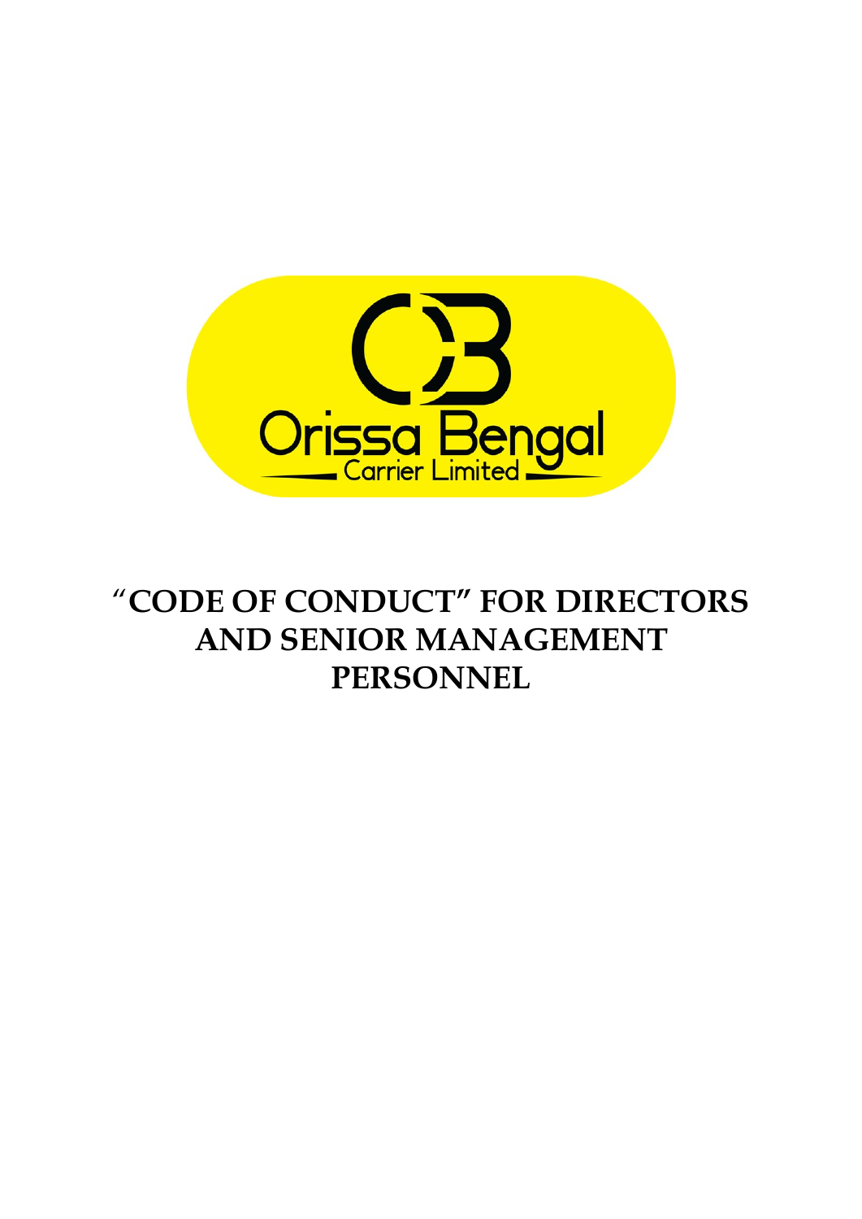# "CODE OF CONDUCT" FOR DIRECTORS AND SENIOR MANAGEMENT PERSONNEL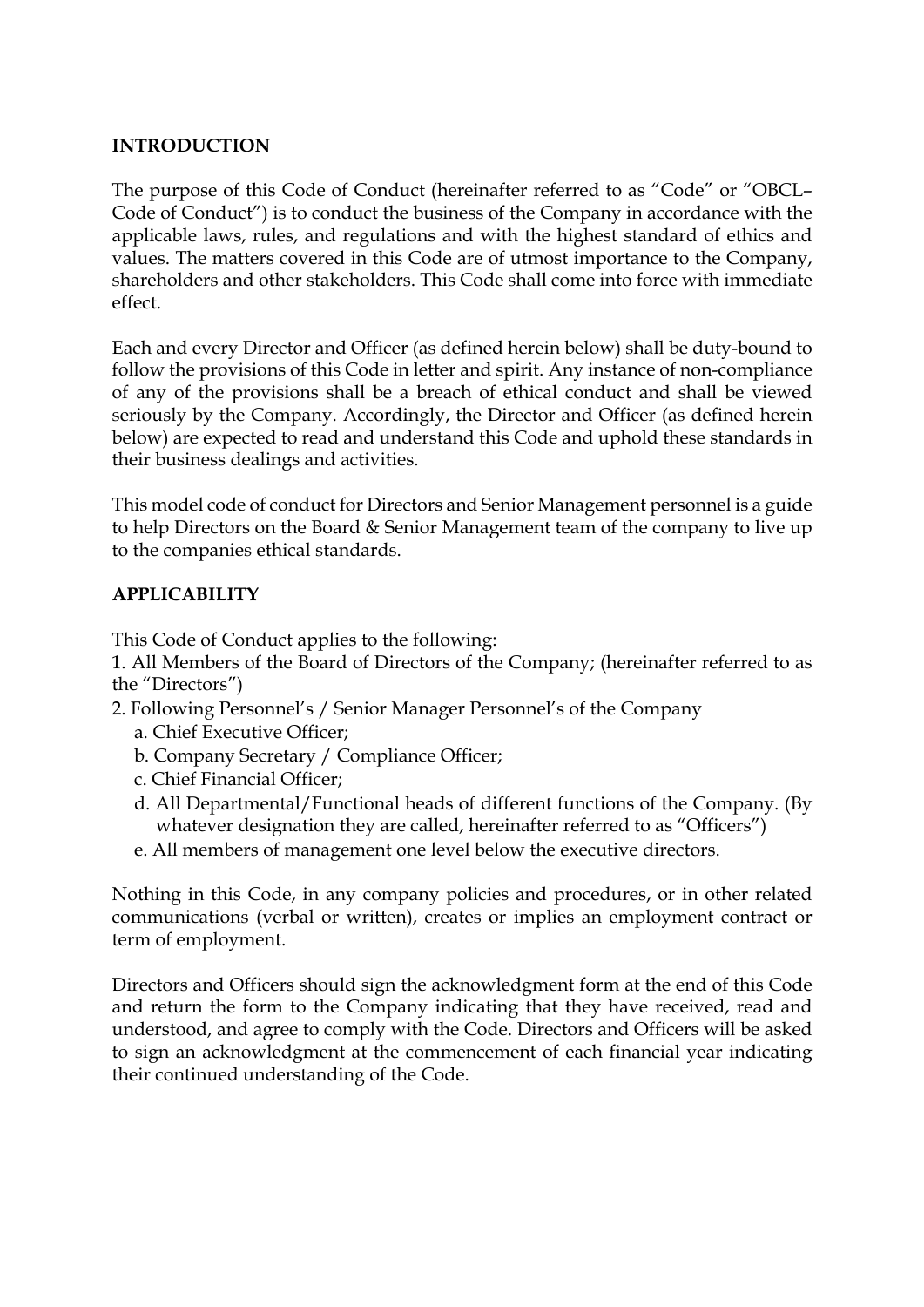**INTRODUCTION**

The purpose of this Code of Conduct (hereinafter referred to as "Code" or "OBCL–Code of Conduct") is to conduct the business of the Company in accordance with the applicable laws, rules, and regulations and with the highest standard of ethics and values. The matters covered in this Code are of utmost importance to the Company, shareholders and other stakeholders. This Code shall come into force with immediate effect.

Each and every Director and Officer (as defined herein below) shall be duty-bound to follow the provisions of this Code in letter and spirit. Any instance of non-compliance of any of the provisions shall be a breach of ethical conduct and shall be viewed seriously by the Company. Accordingly, the Director and Officer (as defined herein below) are expected to read and understand this Code and uphold these standards in their business dealings and activities.

This model code of conduct for Directors and Senior Management personnel is a guide to help Directors on the Board & Senior Management team of the company to live up to the companies ethical standards.

**APPLICABILITY**

This Code of Conduct applies to the following:

1. All Members of the Board of Directors of the Company; (hereinafter referred to as the "Directors")
2. Following Personnel's / Senior Manager Personnel's of the Company
   a. Chief Executive Officer;
   b. Company Secretary / Compliance Officer;
   c. Chief Financial Officer;
   d. All Departmental/Functional heads of different functions of the Company. (By whatever designation they are called, hereinafter referred to as "Officers")
   e. All members of management one level below the executive directors.

Nothing in this Code, in any company policies and procedures, or in other related communications (verbal or written), creates or implies an employment contract or term of employment.

Directors and Officers should sign the acknowledgment form at the end of this Code and return the form to the Company indicating that they have received, read and understood, and agree to comply with the Code. Directors and Officers will be asked to sign an acknowledgment at the commencement of each financial year indicating their continued understanding of the Code.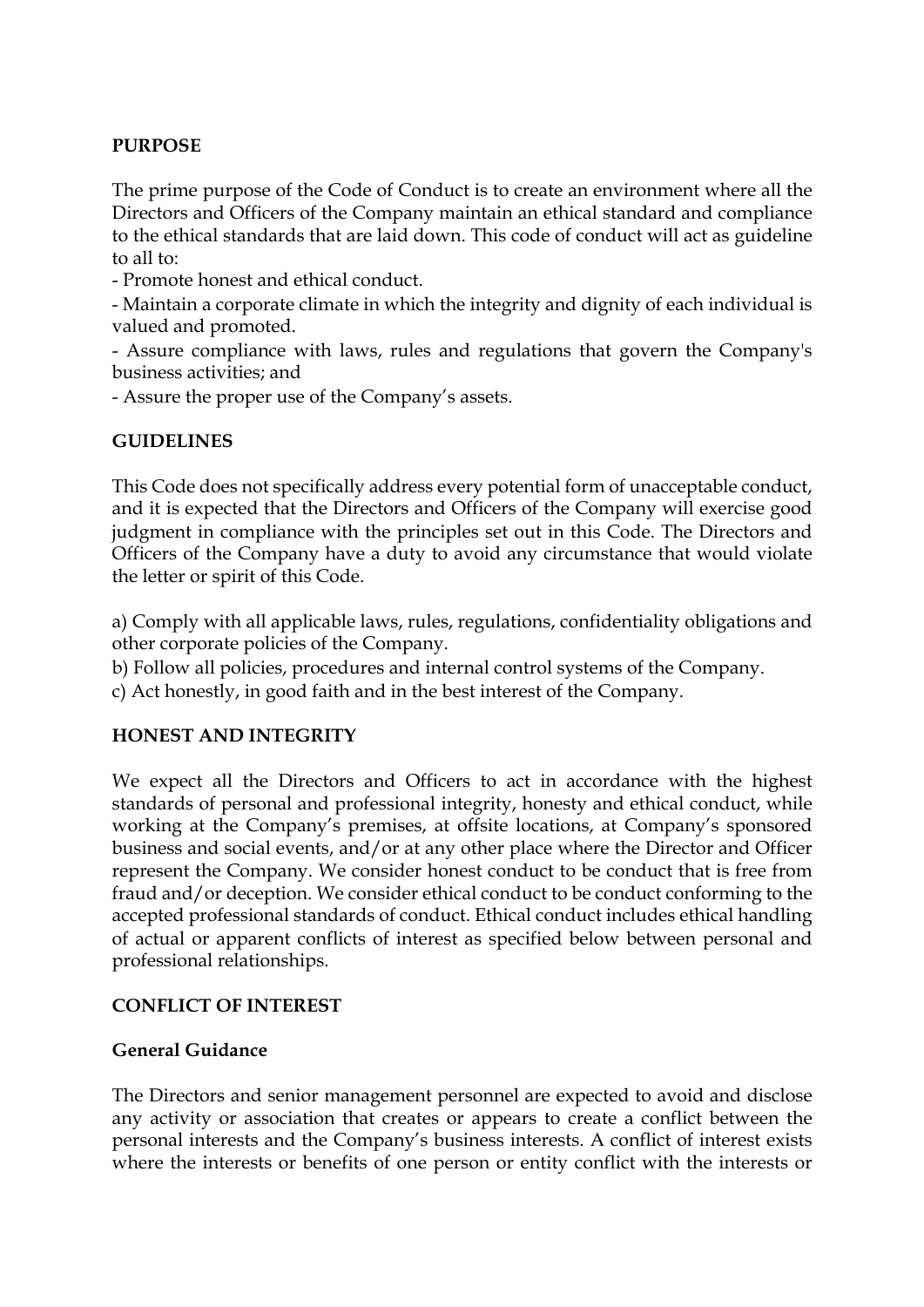**PURPOSE**

The prime purpose of the Code of Conduct is to create an environment where all the Directors and Officers of the Company maintain an ethical standard and compliance to the ethical standards that are laid down. This code of conduct will act as guideline to all to:

- Promote honest and ethical conduct.
- Maintain a corporate climate in which the integrity and dignity of each individual is valued and promoted.
- Assure compliance with laws, rules and regulations that govern the Company's business activities; and
- Assure the proper use of the Company's assets.

**GUIDELINES**

This Code does not specifically address every potential form of unacceptable conduct, and it is expected that the Directors and Officers of the Company will exercise good judgment in compliance with the principles set out in this Code. The Directors and Officers of the Company have a duty to avoid any circumstance that would violate the letter or spirit of this Code.

a) Comply with all applicable laws, rules, regulations, confidentiality obligations and other corporate policies of the Company.
b) Follow all policies, procedures and internal control systems of the Company.
c) Act honestly, in good faith and in the best interest of the Company.

**HONEST AND INTEGRITY**

We expect all the Directors and Officers to act in accordance with the highest standards of personal and professional integrity, honesty and ethical conduct, while working at the Company's premises, at offsite locations, at Company's sponsored business and social events, and/or at any other place where the Director and Officer represent the Company. We consider honest conduct to be conduct that is free from fraud and/or deception. We consider ethical conduct to be conduct conforming to the accepted professional standards of conduct. Ethical conduct includes ethical handling of actual or apparent conflicts of interest as specified below between personal and professional relationships.

**CONFLICT OF INTEREST**

**General Guidance**

The Directors and senior management personnel are expected to avoid and disclose any activity or association that creates or appears to create a conflict between the personal interests and the Company's business interests. A conflict of interest exists where the interests or benefits of one person or entity conflict with the interests or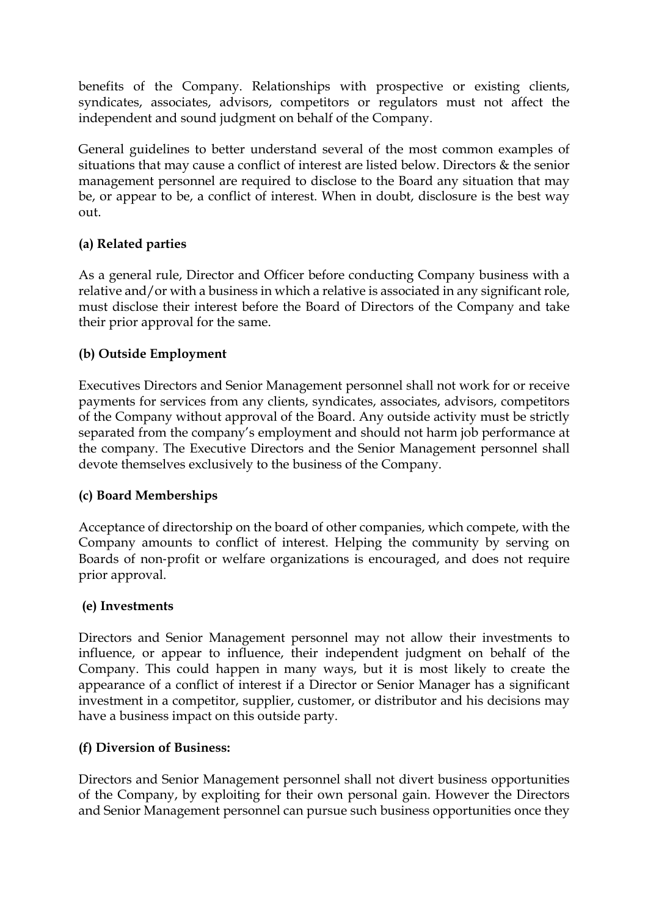benefits of the Company. Relationships with prospective or existing clients, syndicates, associates, advisors, competitors or regulators must not affect the independent and sound judgment on behalf of the Company.

General guidelines to better understand several of the most common examples of situations that may cause a conflict of interest are listed below. Directors & the senior management personnel are required to disclose to the Board any situation that may be, or appear to be, a conflict of interest. When in doubt, disclosure is the best way out.

**(a) Related parties**

As a general rule, Director and Officer before conducting Company business with a relative and/or with a business in which a relative is associated in any significant role, must disclose their interest before the Board of Directors of the Company and take their prior approval for the same.

**(b) Outside Employment**

Executives Directors and Senior Management personnel shall not work for or receive payments for services from any clients, syndicates, associates, advisors, competitors of the Company without approval of the Board. Any outside activity must be strictly separated from the company's employment and should not harm job performance at the company. The Executive Directors and the Senior Management personnel shall devote themselves exclusively to the business of the Company.

**(c) Board Memberships**

Acceptance of directorship on the board of other companies, which compete, with the Company amounts to conflict of interest. Helping the community by serving on Boards of non-profit or welfare organizations is encouraged, and does not require prior approval.

**(e) Investments**

Directors and Senior Management personnel may not allow their investments to influence, or appear to influence, their independent judgment on behalf of the Company. This could happen in many ways, but it is most likely to create the appearance of a conflict of interest if a Director or Senior Manager has a significant investment in a competitor, supplier, customer, or distributor and his decisions may have a business impact on this outside party.

**(f) Diversion of Business:**

Directors and Senior Management personnel shall not divert business opportunities of the Company, by exploiting for their own personal gain. However the Directors and Senior Management personnel can pursue such business opportunities once they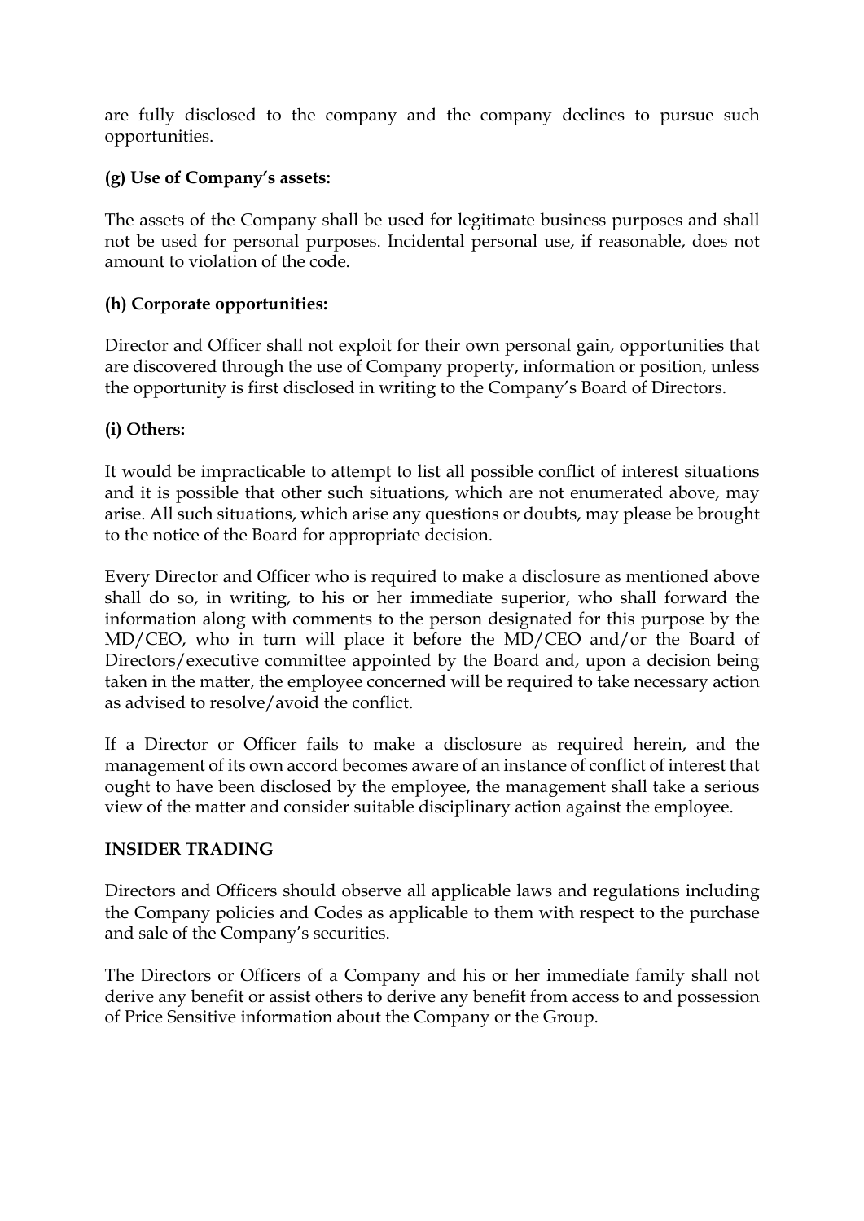are fully disclosed to the company and the company declines to pursue such opportunities.

**(g) Use of Company's assets:**

The assets of the Company shall be used for legitimate business purposes and shall not be used for personal purposes. Incidental personal use, if reasonable, does not amount to violation of the code.

**(h) Corporate opportunities:**

Director and Officer shall not exploit for their own personal gain, opportunities that are discovered through the use of Company property, information or position, unless the opportunity is first disclosed in writing to the Company's Board of Directors.

**(i) Others:**

It would be impracticable to attempt to list all possible conflict of interest situations and it is possible that other such situations, which are not enumerated above, may arise. All such situations, which arise any questions or doubts, may please be brought to the notice of the Board for appropriate decision.

Every Director and Officer who is required to make a disclosure as mentioned above shall do so, in writing, to his or her immediate superior, who shall forward the information along with comments to the person designated for this purpose by the MD/CEO, who in turn will place it before the MD/CEO and/or the Board of Directors/executive committee appointed by the Board and, upon a decision being taken in the matter, the employee concerned will be required to take necessary action as advised to resolve/avoid the conflict.

If a Director or Officer fails to make a disclosure as required herein, and the management of its own accord becomes aware of an instance of conflict of interest that ought to have been disclosed by the employee, the management shall take a serious view of the matter and consider suitable disciplinary action against the employee.

**INSIDER TRADING**

Directors and Officers should observe all applicable laws and regulations including the Company policies and Codes as applicable to them with respect to the purchase and sale of the Company's securities.

The Directors or Officers of a Company and his or her immediate family shall not derive any benefit or assist others to derive any benefit from access to and possession of Price Sensitive information about the Company or the Group.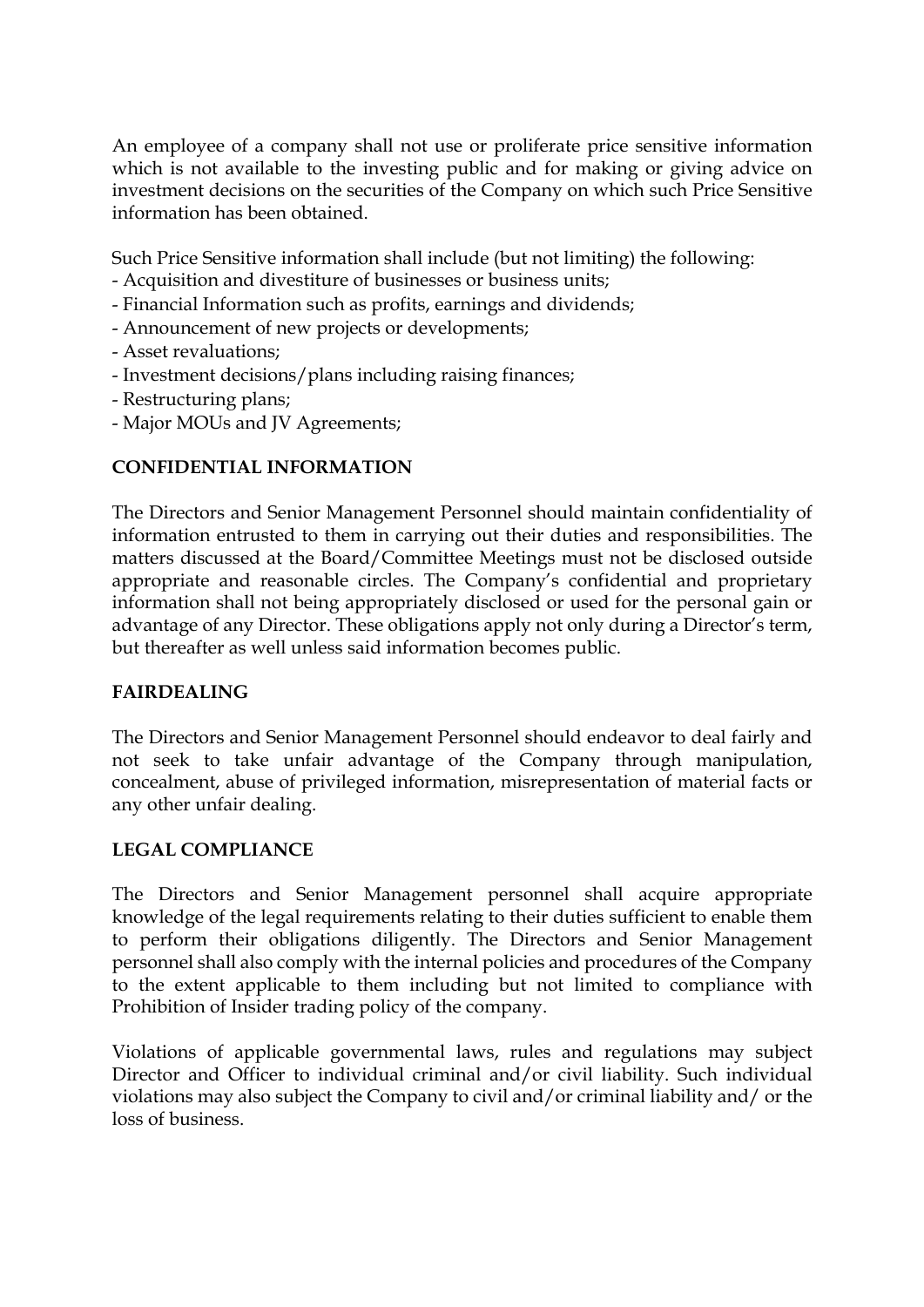An employee of a company shall not use or proliferate price sensitive information which is not available to the investing public and for making or giving advice on investment decisions on the securities of the Company on which such Price Sensitive information has been obtained.

Such Price Sensitive information shall include (but not limiting) the following:

- Acquisition and divestiture of businesses or business units;
- Financial Information such as profits, earnings and dividends;
- Announcement of new projects or developments;
- Asset revaluations;
- Investment decisions/plans including raising finances;
- Restructuring plans;
- Major MOUs and JV Agreements;

**CONFIDENTIAL INFORMATION**

The Directors and Senior Management Personnel should maintain confidentiality of information entrusted to them in carrying out their duties and responsibilities. The matters discussed at the Board/Committee Meetings must not be disclosed outside appropriate and reasonable circles. The Company's confidential and proprietary information shall not being appropriately disclosed or used for the personal gain or advantage of any Director. These obligations apply not only during a Director's term, but thereafter as well unless said information becomes public.

**FAIRDEALING**

The Directors and Senior Management Personnel should endeavor to deal fairly and not seek to take unfair advantage of the Company through manipulation, concealment, abuse of privileged information, misrepresentation of material facts or any other unfair dealing.

**LEGAL COMPLIANCE**

The Directors and Senior Management personnel shall acquire appropriate knowledge of the legal requirements relating to their duties sufficient to enable them to perform their obligations diligently. The Directors and Senior Management personnel shall also comply with the internal policies and procedures of the Company to the extent applicable to them including but not limited to compliance with Prohibition of Insider trading policy of the company.

Violations of applicable governmental laws, rules and regulations may subject Director and Officer to individual criminal and/or civil liability. Such individual violations may also subject the Company to civil and/or criminal liability and/ or the loss of business.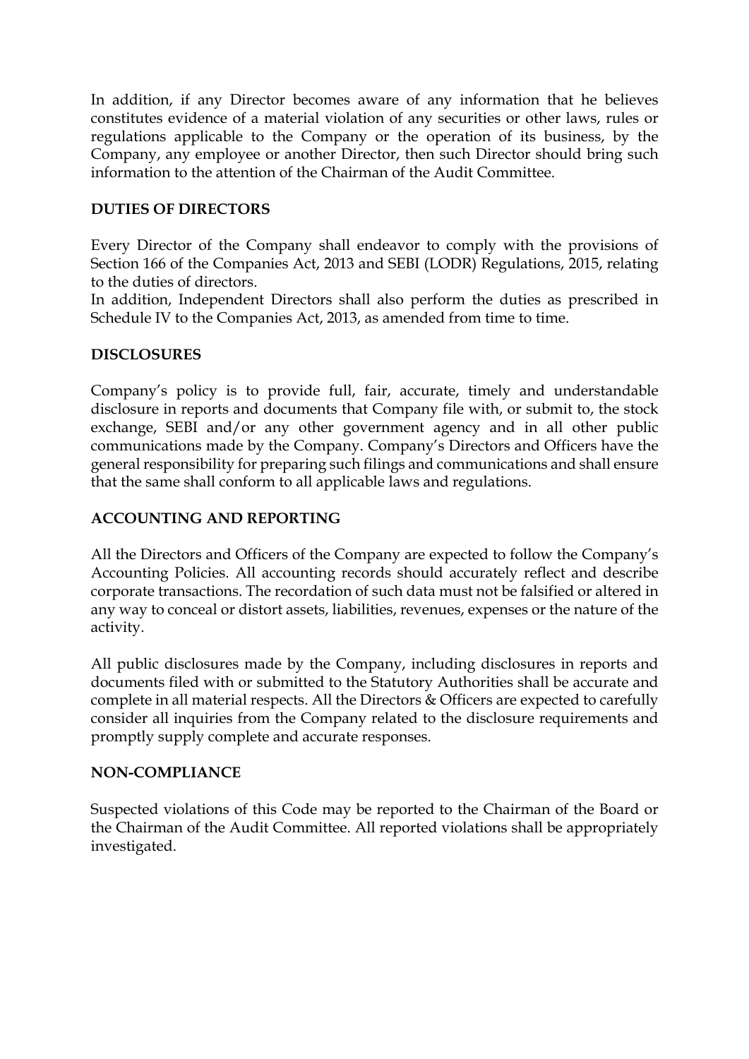In addition, if any Director becomes aware of any information that he believes constitutes evidence of a material violation of any securities or other laws, rules or regulations applicable to the Company or the operation of its business, by the Company, any employee or another Director, then such Director should bring such information to the attention of the Chairman of the Audit Committee.

## DUTIES OF DIRECTORS

Every Director of the Company shall endeavor to comply with the provisions of Section 166 of the Companies Act, 2013 and SEBI (LODR) Regulations, 2015, relating to the duties of directors.
In addition, Independent Directors shall also perform the duties as prescribed in Schedule IV to the Companies Act, 2013, as amended from time to time.

## DISCLOSURES

Company's policy is to provide full, fair, accurate, timely and understandable disclosure in reports and documents that Company file with, or submit to, the stock exchange, SEBI and/or any other government agency and in all other public communications made by the Company. Company's Directors and Officers have the general responsibility for preparing such filings and communications and shall ensure that the same shall conform to all applicable laws and regulations.

## ACCOUNTING AND REPORTING

All the Directors and Officers of the Company are expected to follow the Company's Accounting Policies. All accounting records should accurately reflect and describe corporate transactions. The recordation of such data must not be falsified or altered in any way to conceal or distort assets, liabilities, revenues, expenses or the nature of the activity.

All public disclosures made by the Company, including disclosures in reports and documents filed with or submitted to the Statutory Authorities shall be accurate and complete in all material respects. All the Directors & Officers are expected to carefully consider all inquiries from the Company related to the disclosure requirements and promptly supply complete and accurate responses.

## NON-COMPLIANCE

Suspected violations of this Code may be reported to the Chairman of the Board or the Chairman of the Audit Committee. All reported violations shall be appropriately investigated.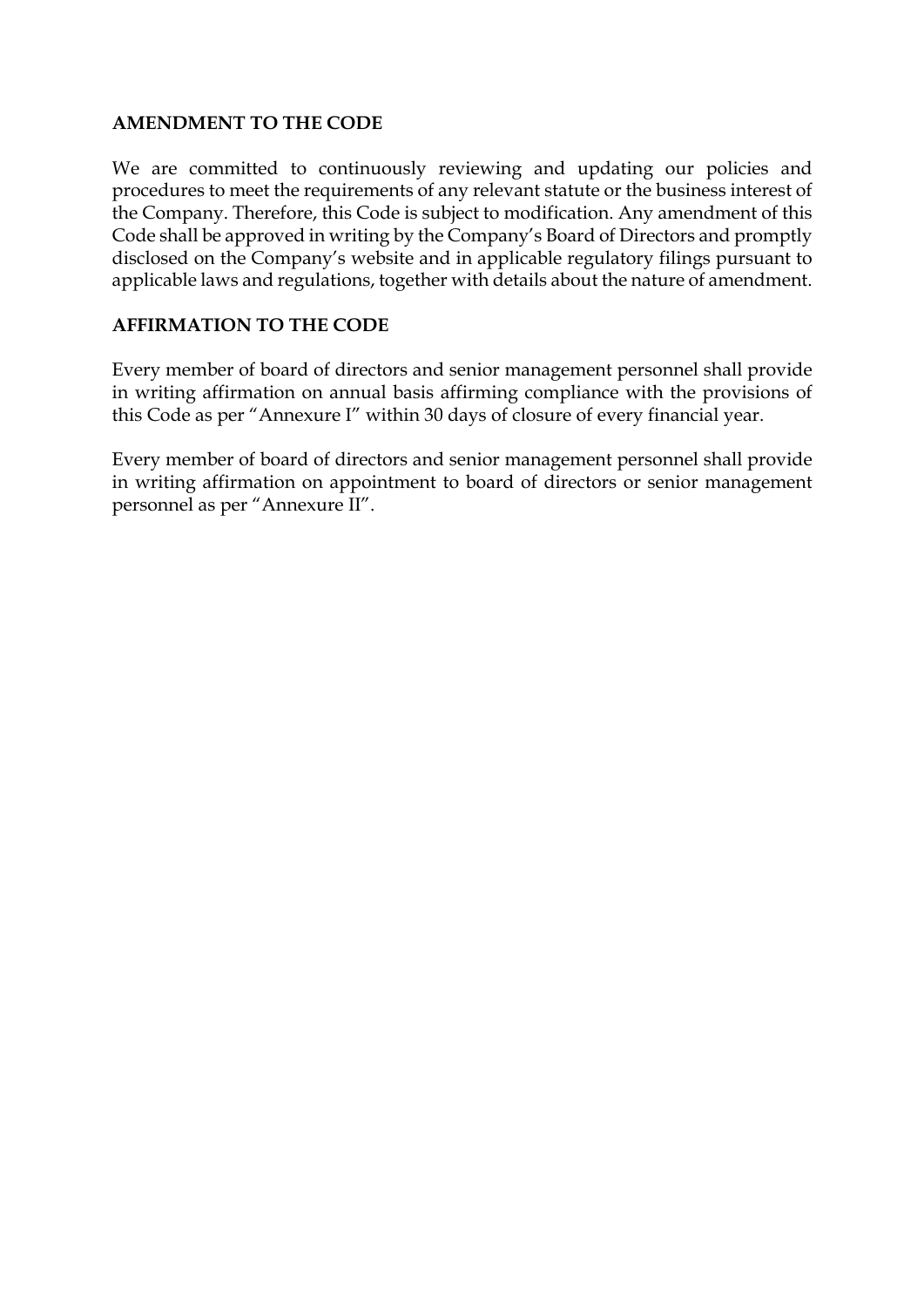**AMENDMENT TO THE CODE**

We are committed to continuously reviewing and updating our policies and procedures to meet the requirements of any relevant statute or the business interest of the Company. Therefore, this Code is subject to modification. Any amendment of this Code shall be approved in writing by the Company's Board of Directors and promptly disclosed on the Company's website and in applicable regulatory filings pursuant to applicable laws and regulations, together with details about the nature of amendment.

**AFFIRMATION TO THE CODE**

Every member of board of directors and senior management personnel shall provide in writing affirmation on annual basis affirming compliance with the provisions of this Code as per "Annexure I" within 30 days of closure of every financial year.

Every member of board of directors and senior management personnel shall provide in writing affirmation on appointment to board of directors or senior management personnel as per "Annexure II".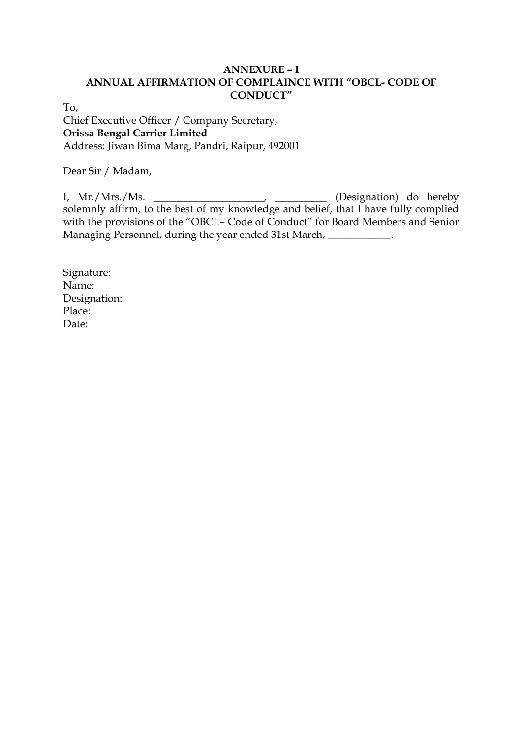**ANNEXURE – I**
**ANNUAL AFFIRMATION OF COMPLAINCE WITH "OBCL- CODE OF CONDUCT"**

To,
Chief Executive Officer / Company Secretary,
**Orissa Bengal Carrier Limited**
Address: Jiwan Bima Marg, Pandri, Raipur, 492001

Dear Sir / Madam,

I, Mr./Mrs./Ms. _____________________, __________ (Designation) do hereby solemnly affirm, to the best of my knowledge and belief, that I have fully complied with the provisions of the "OBCL– Code of Conduct" for Board Members and Senior Managing Personnel, during the year ended 31st March, ____________.

Signature:
Name:
Designation:
Place:
Date: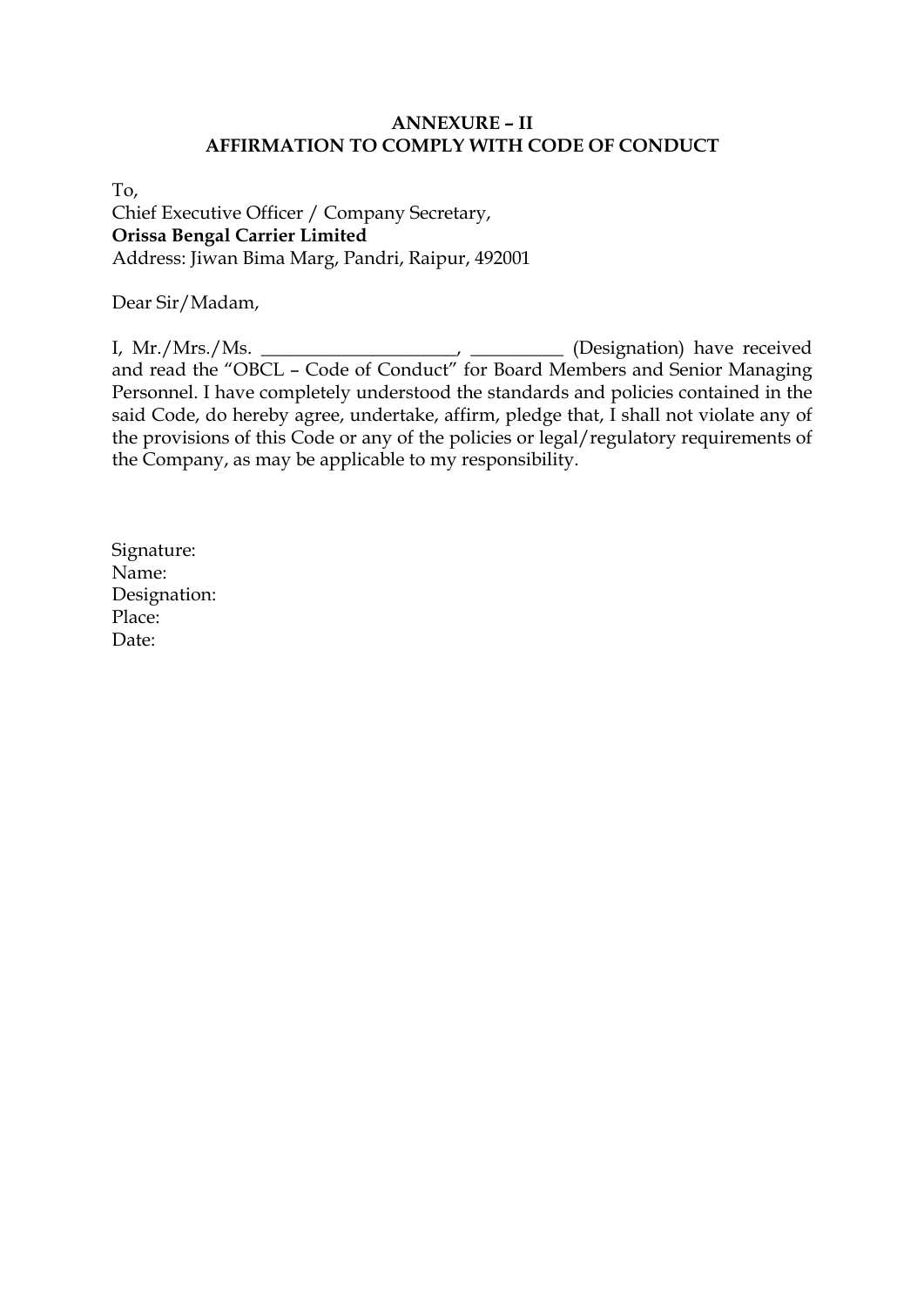**ANNEXURE – II**
**AFFIRMATION TO COMPLY WITH CODE OF CONDUCT**

To,
Chief Executive Officer / Company Secretary,
**Orissa Bengal Carrier Limited**
Address: Jiwan Bima Marg, Pandri, Raipur, 492001

Dear Sir/Madam,

I, Mr./Mrs./Ms. ______________________, __________ (Designation) have received and read the "OBCL – Code of Conduct" for Board Members and Senior Managing Personnel. I have completely understood the standards and policies contained in the said Code, do hereby agree, undertake, affirm, pledge that, I shall not violate any of the provisions of this Code or any of the policies or legal/regulatory requirements of the Company, as may be applicable to my responsibility.

Signature:
Name:
Designation:
Place:
Date: